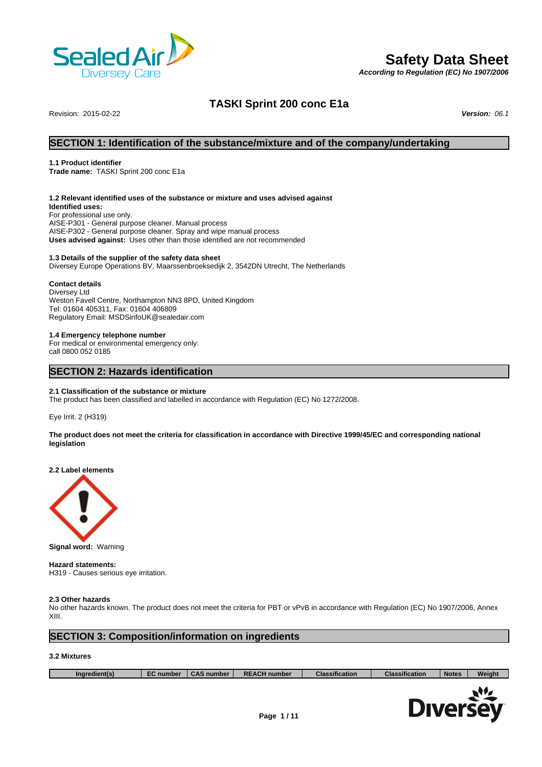# Safety Data Sheet

*According to Regulation (EC) No 1907/2006*

## TASKI Sprint 200 conc E1a

Revision: 2015-02-22 ***Version:*** *06.1*

## SECTION 1: Identification of the substance/mixture and of the company/undertaking

### 1.1 Product identifier

**Trade name:** TASKI Sprint 200 conc E1a

### 1.2 Relevant identified uses of the substance or mixture and uses advised against

**Identified uses:**
For professional use only.
AISE-P301 - General purpose cleaner. Manual process
AISE-P302 - General purpose cleaner. Spray and wipe manual process
**Uses advised against:** Uses other than those identified are not recommended

### 1.3 Details of the supplier of the safety data sheet

Diversey Europe Operations BV, Maarssenbroeksedijk 2, 3542DN Utrecht, The Netherlands

**Contact details**
Diversey Ltd
Weston Favell Centre, Northampton NN3 8PD, United Kingdom
Tel: 01604 405311, Fax: 01604 406809
Regulatory Email: MSDSinfoUK@sealedair.com

### 1.4 Emergency telephone number

For medical or environmental emergency only:
call 0800 052 0185

## SECTION 2: Hazards identification

### 2.1 Classification of the substance or mixture

The product has been classified and labelled in accordance with Regulation (EC) No 1272/2008.

Eye Irrit. 2 (H319)

**The product does not meet the criteria for classification in accordance with Directive 1999/45/EC and corresponding national legislation**

### 2.2 Label elements

**Signal word:** Warning

**Hazard statements:**
H319 - Causes serious eye irritation.

### 2.3 Other hazards

No other hazards known. The product does not meet the criteria for PBT or vPvB in accordance with Regulation (EC) No 1907/2006, Annex XIII.

## SECTION 3: Composition/information on ingredients

### 3.2 Mixtures

| Ingredient(s) | EC number | CAS number | REACH number | Classification | Classification | Notes | Weight |
|---|---|---|---|---|---|---|---|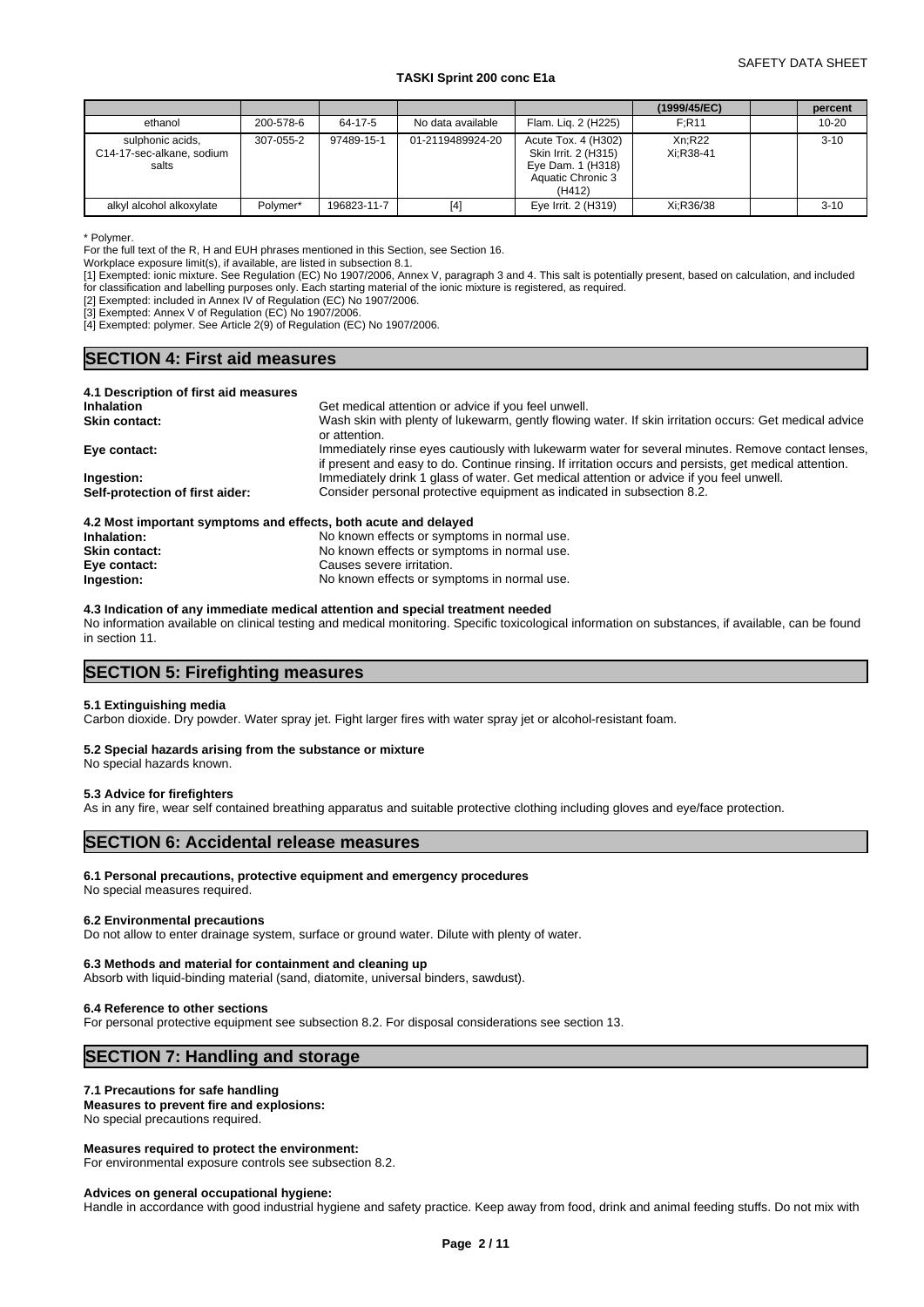|  |  |  |  |  | (1999/45/EC) |  | percent |
|---|---|---|---|---|---|---|---|
| ethanol | 200-578-6 | 64-17-5 | No data available | Flam. Liq. 2 (H225) | F;R11 |  | 10-20 |
| sulphonic acids, C14-17-sec-alkane, sodium salts | 307-055-2 | 97489-15-1 | 01-2119489924-20 | Acute Tox. 4 (H302) Skin Irrit. 2 (H315) Eye Dam. 1 (H318) Aquatic Chronic 3 (H412) | Xn;R22 Xi;R38-41 |  | 3-10 |
| alkyl alcohol alkoxylate | Polymer* | 196823-11-7 | [4] | Eye Irrit. 2 (H319) | Xi;R36/38 |  | 3-10 |

* Polymer.

For the full text of the R, H and EUH phrases mentioned in this Section, see Section 16.

Workplace exposure limit(s), if available, are listed in subsection 8.1.

[1] Exempted: ionic mixture. See Regulation (EC) No 1907/2006, Annex V, paragraph 3 and 4. This salt is potentially present, based on calculation, and included for classification and labelling purposes only. Each starting material of the ionic mixture is registered, as required.

[2] Exempted: included in Annex IV of Regulation (EC) No 1907/2006.

[3] Exempted: Annex V of Regulation (EC) No 1907/2006.

[4] Exempted: polymer. See Article 2(9) of Regulation (EC) No 1907/2006.

## SECTION 4: First aid measures

### 4.1 Description of first aid measures

**Inhalation** Get medical attention or advice if you feel unwell.

**Skin contact:** Wash skin with plenty of lukewarm, gently flowing water. If skin irritation occurs: Get medical advice or attention.

**Eye contact:** Immediately rinse eyes cautiously with lukewarm water for several minutes. Remove contact lenses, if present and easy to do. Continue rinsing. If irritation occurs and persists, get medical attention.

**Ingestion:** Immediately drink 1 glass of water. Get medical attention or advice if you feel unwell.

**Self-protection of first aider:** Consider personal protective equipment as indicated in subsection 8.2.

### 4.2 Most important symptoms and effects, both acute and delayed

**Inhalation:** No known effects or symptoms in normal use.

**Skin contact:** No known effects or symptoms in normal use.

**Eye contact:** Causes severe irritation.

**Ingestion:** No known effects or symptoms in normal use.

### 4.3 Indication of any immediate medical attention and special treatment needed

No information available on clinical testing and medical monitoring. Specific toxicological information on substances, if available, can be found in section 11.

## SECTION 5: Firefighting measures

### 5.1 Extinguishing media

Carbon dioxide. Dry powder. Water spray jet. Fight larger fires with water spray jet or alcohol-resistant foam.

### 5.2 Special hazards arising from the substance or mixture

No special hazards known.

### 5.3 Advice for firefighters

As in any fire, wear self contained breathing apparatus and suitable protective clothing including gloves and eye/face protection.

## SECTION 6: Accidental release measures

### 6.1 Personal precautions, protective equipment and emergency procedures

No special measures required.

### 6.2 Environmental precautions

Do not allow to enter drainage system, surface or ground water. Dilute with plenty of water.

### 6.3 Methods and material for containment and cleaning up

Absorb with liquid-binding material (sand, diatomite, universal binders, sawdust).

### 6.4 Reference to other sections

For personal protective equipment see subsection 8.2. For disposal considerations see section 13.

## SECTION 7: Handling and storage

### 7.1 Precautions for safe handling

**Measures to prevent fire and explosions:**

No special precautions required.

**Measures required to protect the environment:**

For environmental exposure controls see subsection 8.2.

**Advices on general occupational hygiene:**

Handle in accordance with good industrial hygiene and safety practice. Keep away from food, drink and animal feeding stuffs. Do not mix with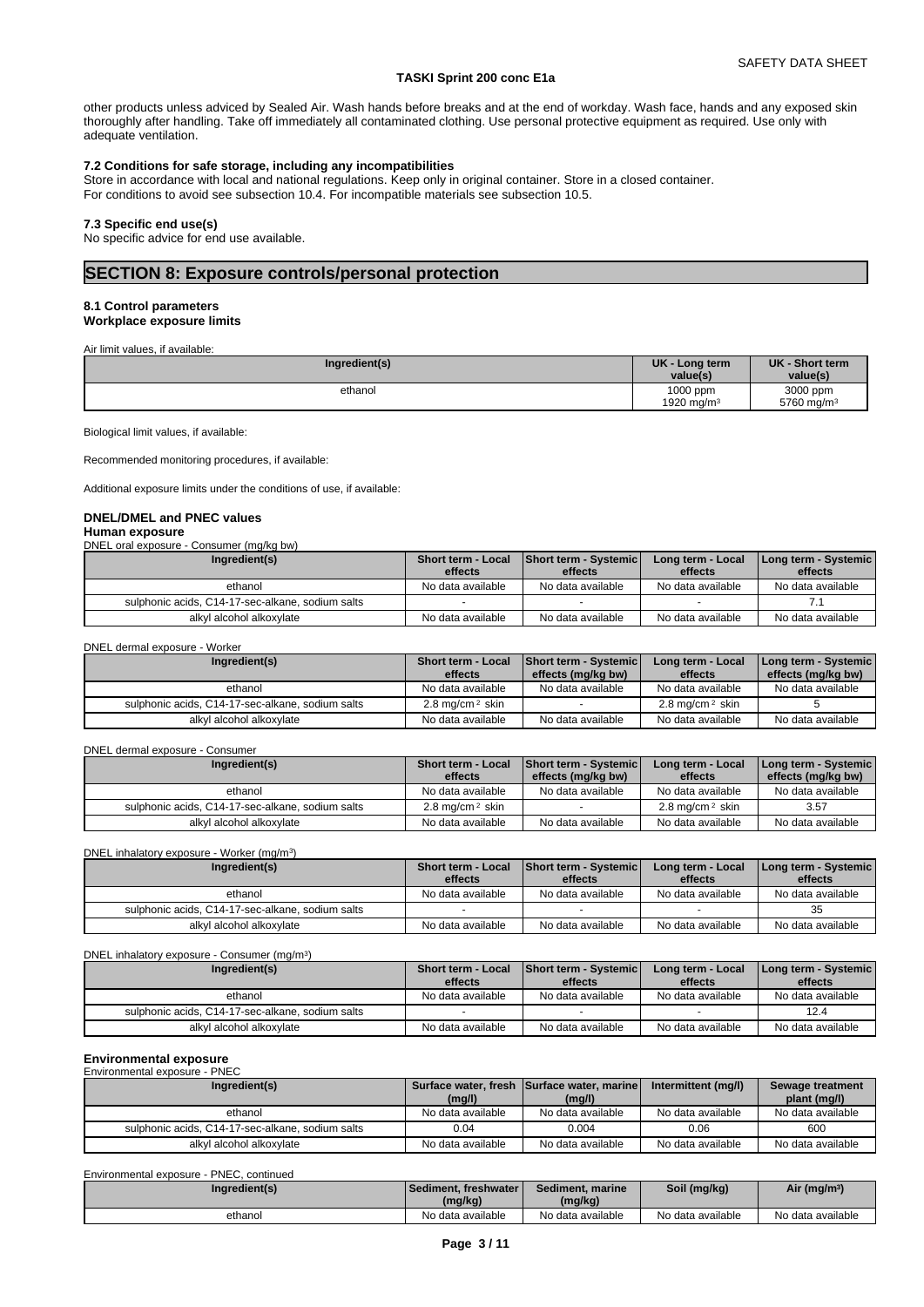other products unless adviced by Sealed Air. Wash hands before breaks and at the end of workday. Wash face, hands and any exposed skin thoroughly after handling. Take off immediately all contaminated clothing. Use personal protective equipment as required. Use only with adequate ventilation.

**7.2 Conditions for safe storage, including any incompatibilities**

Store in accordance with local and national regulations. Keep only in original container. Store in a closed container.
For conditions to avoid see subsection 10.4. For incompatible materials see subsection 10.5.

**7.3 Specific end use(s)**

No specific advice for end use available.

## SECTION 8: Exposure controls/personal protection

**8.1 Control parameters**
**Workplace exposure limits**

Air limit values, if available:

| Ingredient(s) | UK - Long term value(s) | UK - Short term value(s) |
|---|---|---|
| ethanol | 1000 ppm<br>1920 mg/m³ | 3000 ppm<br>5760 mg/m³ |

Biological limit values, if available:

Recommended monitoring procedures, if available:

Additional exposure limits under the conditions of use, if available:

**DNEL/DMEL and PNEC values**

**Human exposure**

DNEL oral exposure - Consumer (mg/kg bw)

| Ingredient(s) | Short term - Local effects | Short term - Systemic effects | Long term - Local effects | Long term - Systemic effects |
|---|---|---|---|---|
| ethanol | No data available | No data available | No data available | No data available |
| sulphonic acids, C14-17-sec-alkane, sodium salts | - | - | - | 7.1 |
| alkyl alcohol alkoxylate | No data available | No data available | No data available | No data available |

DNEL dermal exposure - Worker

| Ingredient(s) | Short term - Local effects | Short term - Systemic effects (mg/kg bw) | Long term - Local effects | Long term - Systemic effects (mg/kg bw) |
|---|---|---|---|---|
| ethanol | No data available | No data available | No data available | No data available |
| sulphonic acids, C14-17-sec-alkane, sodium salts | 2.8 mg/cm² skin | - | 2.8 mg/cm² skin | 5 |
| alkyl alcohol alkoxylate | No data available | No data available | No data available | No data available |

DNEL dermal exposure - Consumer

| Ingredient(s) | Short term - Local effects | Short term - Systemic effects (mg/kg bw) | Long term - Local effects | Long term - Systemic effects (mg/kg bw) |
|---|---|---|---|---|
| ethanol | No data available | No data available | No data available | No data available |
| sulphonic acids, C14-17-sec-alkane, sodium salts | 2.8 mg/cm² skin | - | 2.8 mg/cm² skin | 3.57 |
| alkyl alcohol alkoxylate | No data available | No data available | No data available | No data available |

DNEL inhalatory exposure - Worker (mg/m³)

| Ingredient(s) | Short term - Local effects | Short term - Systemic effects | Long term - Local effects | Long term - Systemic effects |
|---|---|---|---|---|
| ethanol | No data available | No data available | No data available | No data available |
| sulphonic acids, C14-17-sec-alkane, sodium salts | - | - | - | 35 |
| alkyl alcohol alkoxylate | No data available | No data available | No data available | No data available |

DNEL inhalatory exposure - Consumer (mg/m³)

| Ingredient(s) | Short term - Local effects | Short term - Systemic effects | Long term - Local effects | Long term - Systemic effects |
|---|---|---|---|---|
| ethanol | No data available | No data available | No data available | No data available |
| sulphonic acids, C14-17-sec-alkane, sodium salts | - | - | - | 12.4 |
| alkyl alcohol alkoxylate | No data available | No data available | No data available | No data available |

**Environmental exposure**

Environmental exposure - PNEC

| Ingredient(s) | Surface water, fresh (mg/l) | Surface water, marine (mg/l) | Intermittent (mg/l) | Sewage treatment plant (mg/l) |
|---|---|---|---|---|
| ethanol | No data available | No data available | No data available | No data available |
| sulphonic acids, C14-17-sec-alkane, sodium salts | 0.04 | 0.004 | 0.06 | 600 |
| alkyl alcohol alkoxylate | No data available | No data available | No data available | No data available |

Environmental exposure - PNEC, continued

| Ingredient(s) | Sediment, freshwater (mg/kg) | Sediment, marine (mg/kg) | Soil (mg/kg) | Air (mg/m³) |
|---|---|---|---|---|
| ethanol | No data available | No data available | No data available | No data available |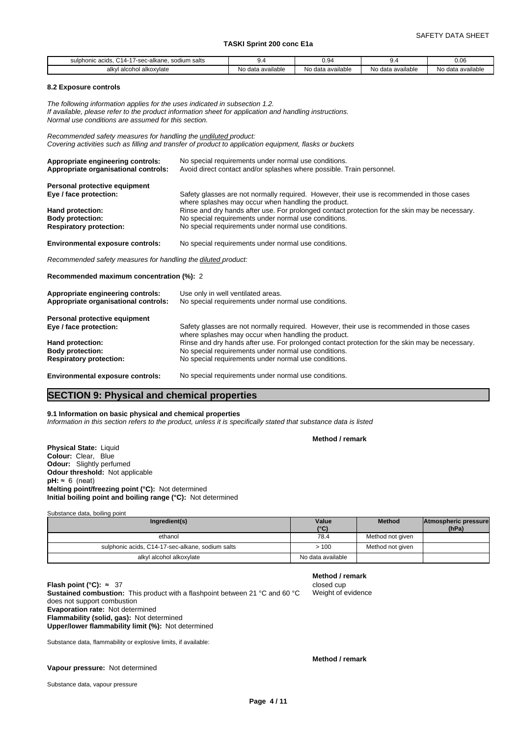| sulphonic acids, C14-17-sec-alkane, sodium salts | 9.4 | 0.94 | 9.4 | 0.06 |
|---|---|---|---|---|
| alkyl alcohol alkoxylate | No data available | No data available | No data available | No data available |

**8.2 Exposure controls**

*The following information applies for the uses indicated in subsection 1.2.*
*If available, please refer to the product information sheet for application and handling instructions.*
*Normal use conditions are assumed for this section.*

*Recommended safety measures for handling the undiluted product:*
*Covering activities such as filling and transfer of product to application equipment, flasks or buckets*

**Appropriate engineering controls:** No special requirements under normal use conditions.
**Appropriate organisational controls:** Avoid direct contact and/or splashes where possible. Train personnel.

**Personal protective equipment**
**Eye / face protection:** Safety glasses are not normally required. However, their use is recommended in those cases where splashes may occur when handling the product.
**Hand protection:** Rinse and dry hands after use. For prolonged contact protection for the skin may be necessary.
**Body protection:** No special requirements under normal use conditions.
**Respiratory protection:** No special requirements under normal use conditions.

**Environmental exposure controls:** No special requirements under normal use conditions.

*Recommended safety measures for handling the diluted product:*

**Recommended maximum concentration (%):** 2

**Appropriate engineering controls:** Use only in well ventilated areas.
**Appropriate organisational controls:** No special requirements under normal use conditions.

**Personal protective equipment**
**Eye / face protection:** Safety glasses are not normally required. However, their use is recommended in those cases where splashes may occur when handling the product.
**Hand protection:** Rinse and dry hands after use. For prolonged contact protection for the skin may be necessary.
**Body protection:** No special requirements under normal use conditions.
**Respiratory protection:** No special requirements under normal use conditions.

**Environmental exposure controls:** No special requirements under normal use conditions.

## SECTION 9: Physical and chemical properties

**9.1 Information on basic physical and chemical properties**
*Information in this section refers to the product, unless it is specifically stated that substance data is listed*

**Method / remark**

**Physical State:** Liquid
**Colour:** Clear, Blue
**Odour:** Slightly perfumed
**Odour threshold:** Not applicable
**pH:** ≈ 6 (neat)
**Melting point/freezing point (°C):** Not determined
**Initial boiling point and boiling range (°C):** Not determined

Substance data, boiling point

| Ingredient(s) | Value (°C) | Method | Atmospheric pressure (hPa) |
|---|---|---|---|
| ethanol | 78.4 | Method not given | |
| sulphonic acids, C14-17-sec-alkane, sodium salts | > 100 | Method not given | |
| alkyl alcohol alkoxylate | No data available | | |

**Method / remark**

**Flash point (°C):** ≈ 37 — closed cup
**Sustained combustion:** This product with a flashpoint between 21 °C and 60 °C does not support combustion — Weight of evidence
**Evaporation rate:** Not determined
**Flammability (solid, gas):** Not determined
**Upper/lower flammability limit (%):** Not determined

Substance data, flammability or explosive limits, if available:

**Method / remark**

**Vapour pressure:** Not determined

Substance data, vapour pressure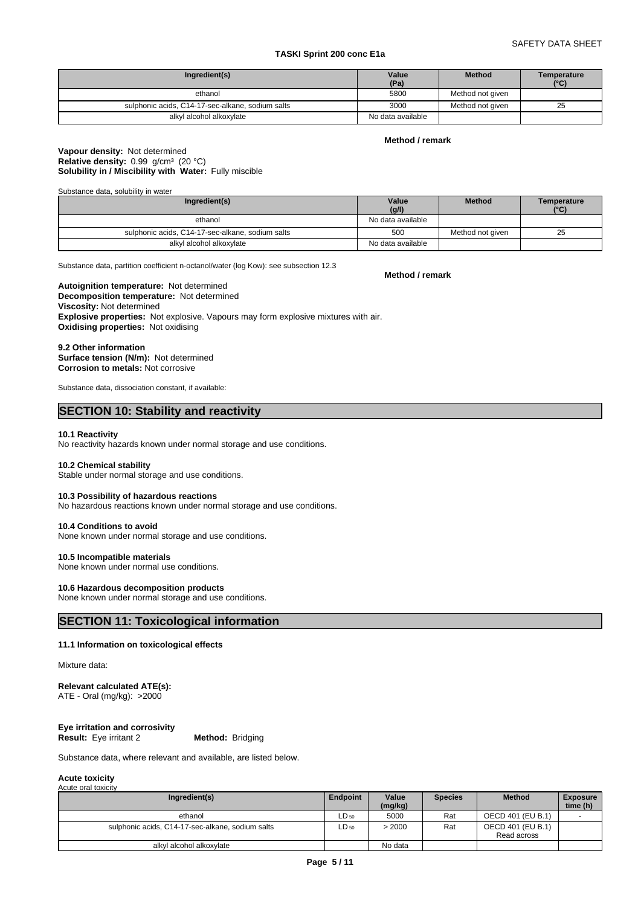| Ingredient(s) | Value (Pa) | Method | Temperature (°C) |
| --- | --- | --- | --- |
| ethanol | 5800 | Method not given | |
| sulphonic acids, C14-17-sec-alkane, sodium salts | 3000 | Method not given | 25 |
| alkyl alcohol alkoxylate | No data available | | |

**Method / remark**

**Vapour density:** Not determined
**Relative density:** 0.99 g/cm³ (20 °C)
**Solubility in / Miscibility with Water:** Fully miscible

Substance data, solubility in water

| Ingredient(s) | Value (g/l) | Method | Temperature (°C) |
| --- | --- | --- | --- |
| ethanol | No data available | | |
| sulphonic acids, C14-17-sec-alkane, sodium salts | 500 | Method not given | 25 |
| alkyl alcohol alkoxylate | No data available | | |

Substance data, partition coefficient n-octanol/water (log Kow): see subsection 12.3

**Method / remark**

**Autoignition temperature:** Not determined
**Decomposition temperature:** Not determined
**Viscosity:** Not determined
**Explosive properties:** Not explosive. Vapours may form explosive mixtures with air.
**Oxidising properties:** Not oxidising

**9.2 Other information**
**Surface tension (N/m):** Not determined
**Corrosion to metals:** Not corrosive

Substance data, dissociation constant, if available:

## SECTION 10: Stability and reactivity

**10.1 Reactivity**
No reactivity hazards known under normal storage and use conditions.

**10.2 Chemical stability**
Stable under normal storage and use conditions.

**10.3 Possibility of hazardous reactions**
No hazardous reactions known under normal storage and use conditions.

**10.4 Conditions to avoid**
None known under normal storage and use conditions.

**10.5 Incompatible materials**
None known under normal use conditions.

**10.6 Hazardous decomposition products**
None known under normal storage and use conditions.

## SECTION 11: Toxicological information

**11.1 Information on toxicological effects**

Mixture data:

**Relevant calculated ATE(s):**
ATE - Oral (mg/kg): >2000

**Eye irritation and corrosivity**
**Result:** Eye irritant 2 **Method:** Bridging

Substance data, where relevant and available, are listed below.

**Acute toxicity**
Acute oral toxicity

| Ingredient(s) | Endpoint | Value (mg/kg) | Species | Method | Exposure time (h) |
| --- | --- | --- | --- | --- | --- |
| ethanol | $LD_{50}$ | 5000 | Rat | OECD 401 (EU B.1) | - |
| sulphonic acids, C14-17-sec-alkane, sodium salts | $LD_{50}$ | > 2000 | Rat | OECD 401 (EU B.1) Read across | |
| alkyl alcohol alkoxylate | | No data | | | |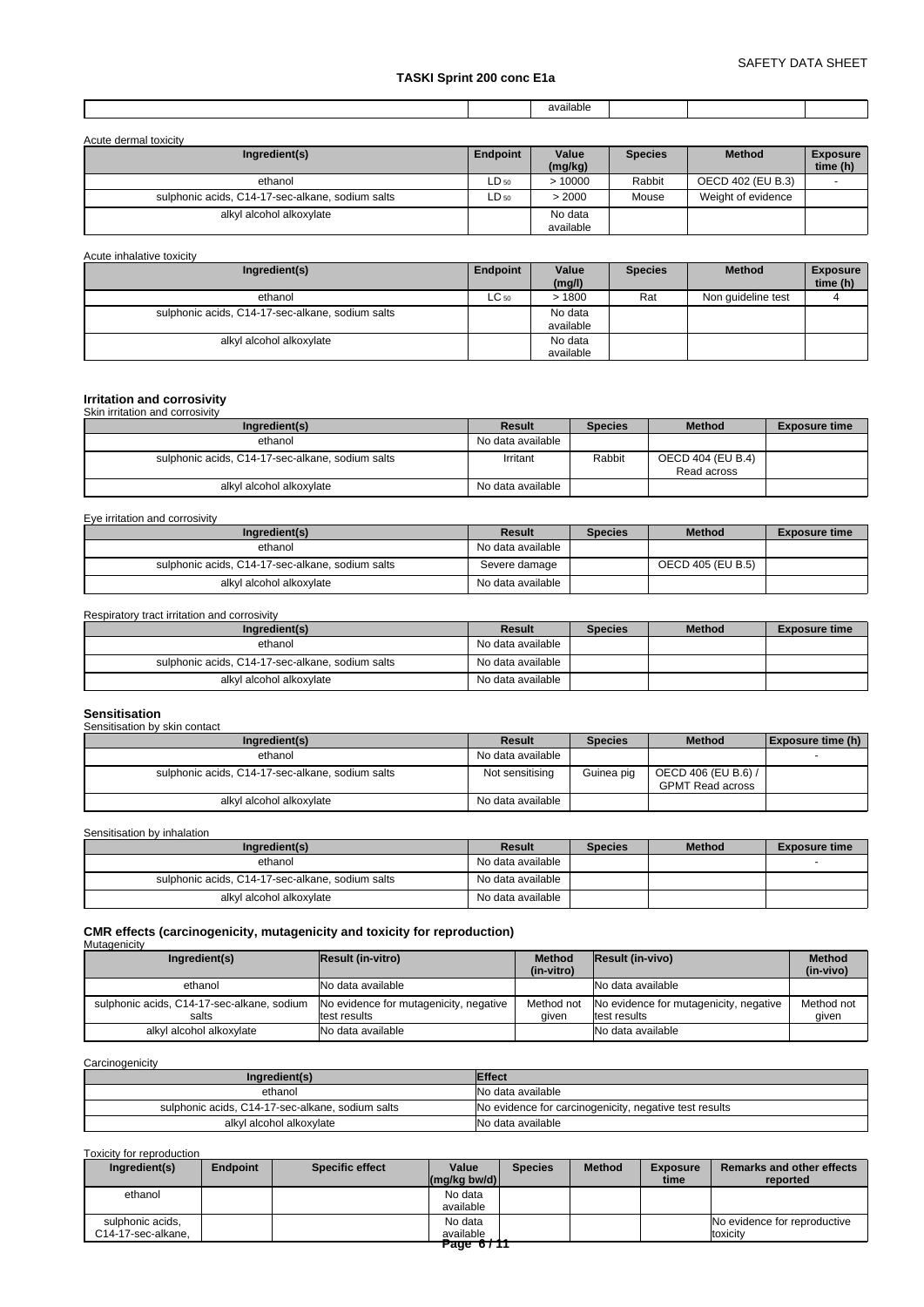| | | available | | | |
|---|---|---|---|---|---|

Acute dermal toxicity

| Ingredient(s) | Endpoint | Value (mg/kg) | Species | Method | Exposure time (h) |
|---|---|---|---|---|---|
| ethanol | $LD_{50}$ | > 10000 | Rabbit | OECD 402 (EU B.3) | - |
| sulphonic acids, C14-17-sec-alkane, sodium salts | $LD_{50}$ | > 2000 | Mouse | Weight of evidence | |
| alkyl alcohol alkoxylate | | No data available | | | |

Acute inhalative toxicity

| Ingredient(s) | Endpoint | Value (mg/l) | Species | Method | Exposure time (h) |
|---|---|---|---|---|---|
| ethanol | $LC_{50}$ | > 1800 | Rat | Non guideline test | 4 |
| sulphonic acids, C14-17-sec-alkane, sodium salts | | No data available | | | |
| alkyl alcohol alkoxylate | | No data available | | | |

**Irritation and corrosivity**

Skin irritation and corrosivity

| Ingredient(s) | Result | Species | Method | Exposure time |
|---|---|---|---|---|
| ethanol | No data available | | | |
| sulphonic acids, C14-17-sec-alkane, sodium salts | Irritant | Rabbit | OECD 404 (EU B.4) Read across | |
| alkyl alcohol alkoxylate | No data available | | | |

Eye irritation and corrosivity

| Ingredient(s) | Result | Species | Method | Exposure time |
|---|---|---|---|---|
| ethanol | No data available | | | |
| sulphonic acids, C14-17-sec-alkane, sodium salts | Severe damage | | OECD 405 (EU B.5) | |
| alkyl alcohol alkoxylate | No data available | | | |

Respiratory tract irritation and corrosivity

| Ingredient(s) | Result | Species | Method | Exposure time |
|---|---|---|---|---|
| ethanol | No data available | | | |
| sulphonic acids, C14-17-sec-alkane, sodium salts | No data available | | | |
| alkyl alcohol alkoxylate | No data available | | | |

**Sensitisation**

Sensitisation by skin contact

| Ingredient(s) | Result | Species | Method | Exposure time (h) |
|---|---|---|---|---|
| ethanol | No data available | | | - |
| sulphonic acids, C14-17-sec-alkane, sodium salts | Not sensitising | Guinea pig | OECD 406 (EU B.6) / GPMT Read across | |
| alkyl alcohol alkoxylate | No data available | | | |

Sensitisation by inhalation

| Ingredient(s) | Result | Species | Method | Exposure time |
|---|---|---|---|---|
| ethanol | No data available | | | - |
| sulphonic acids, C14-17-sec-alkane, sodium salts | No data available | | | |
| alkyl alcohol alkoxylate | No data available | | | |

**CMR effects (carcinogenicity, mutagenicity and toxicity for reproduction)**

Mutagenicity

| Ingredient(s) | Result (in-vitro) | Method (in-vitro) | Result (in-vivo) | Method (in-vivo) |
|---|---|---|---|---|
| ethanol | No data available | | No data available | |
| sulphonic acids, C14-17-sec-alkane, sodium salts | No evidence for mutagenicity, negative test results | Method not given | No evidence for mutagenicity, negative test results | Method not given |
| alkyl alcohol alkoxylate | No data available | | No data available | |

Carcinogenicity

| Ingredient(s) | Effect |
|---|---|
| ethanol | No data available |
| sulphonic acids, C14-17-sec-alkane, sodium salts | No evidence for carcinogenicity, negative test results |
| alkyl alcohol alkoxylate | No data available |

Toxicity for reproduction

| Ingredient(s) | Endpoint | Specific effect | Value (mg/kg bw/d) | Species | Method | Exposure time | Remarks and other effects reported |
|---|---|---|---|---|---|---|---|
| ethanol | | | No data available | | | | |
| sulphonic acids, C14-17-sec-alkane, | | | No data available | | | | No evidence for reproductive toxicity |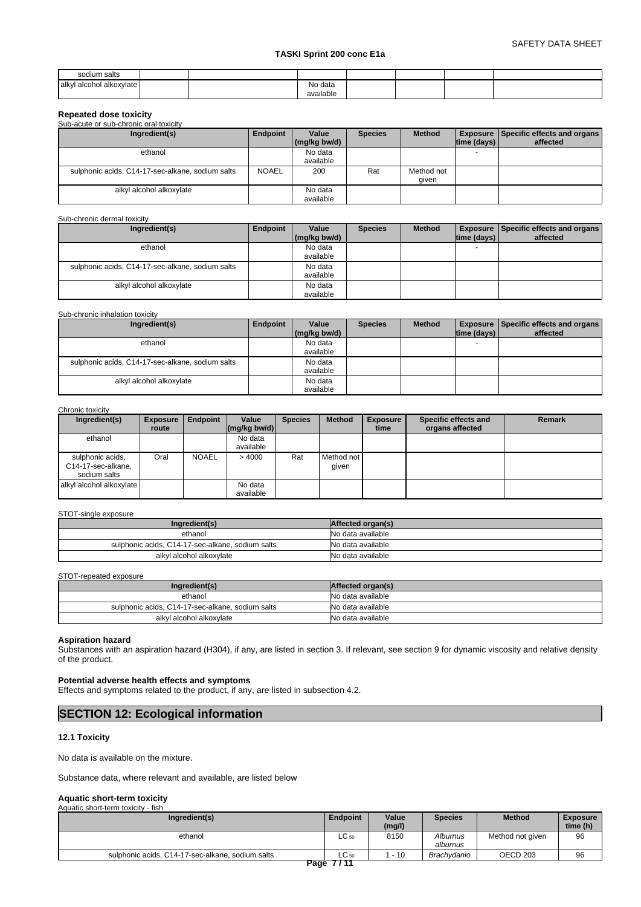| sodium salts | | | | | | | |
|---|---|---|---|---|---|---|---|
| alkyl alcohol alkoxylate | | | No data available | | | | |

**Repeated dose toxicity**

Sub-acute or sub-chronic oral toxicity

| Ingredient(s) | Endpoint | Value (mg/kg bw/d) | Species | Method | Exposure time (days) | Specific effects and organs affected |
|---|---|---|---|---|---|---|
| ethanol | | No data available | | | - | |
| sulphonic acids, C14-17-sec-alkane, sodium salts | NOAEL | 200 | Rat | Method not given | | |
| alkyl alcohol alkoxylate | | No data available | | | | |

Sub-chronic dermal toxicity

| Ingredient(s) | Endpoint | Value (mg/kg bw/d) | Species | Method | Exposure time (days) | Specific effects and organs affected |
|---|---|---|---|---|---|---|
| ethanol | | No data available | | | - | |
| sulphonic acids, C14-17-sec-alkane, sodium salts | | No data available | | | | |
| alkyl alcohol alkoxylate | | No data available | | | | |

Sub-chronic inhalation toxicity

| Ingredient(s) | Endpoint | Value (mg/kg bw/d) | Species | Method | Exposure time (days) | Specific effects and organs affected |
|---|---|---|---|---|---|---|
| ethanol | | No data available | | | - | |
| sulphonic acids, C14-17-sec-alkane, sodium salts | | No data available | | | | |
| alkyl alcohol alkoxylate | | No data available | | | | |

Chronic toxicity

| Ingredient(s) | Exposure route | Endpoint | Value (mg/kg bw/d) | Species | Method | Exposure time | Specific effects and organs affected | Remark |
|---|---|---|---|---|---|---|---|---|
| ethanol | | | No data available | | | | | |
| sulphonic acids, C14-17-sec-alkane, sodium salts | Oral | NOAEL | > 4000 | Rat | Method not given | | | |
| alkyl alcohol alkoxylate | | | No data available | | | | | |

STOT-single exposure

| Ingredient(s) | Affected organ(s) |
|---|---|
| ethanol | No data available |
| sulphonic acids, C14-17-sec-alkane, sodium salts | No data available |
| alkyl alcohol alkoxylate | No data available |

STOT-repeated exposure

| Ingredient(s) | Affected organ(s) |
|---|---|
| ethanol | No data available |
| sulphonic acids, C14-17-sec-alkane, sodium salts | No data available |
| alkyl alcohol alkoxylate | No data available |

**Aspiration hazard**

Substances with an aspiration hazard (H304), if any, are listed in section 3. If relevant, see section 9 for dynamic viscosity and relative density of the product.

**Potential adverse health effects and symptoms**

Effects and symptoms related to the product, if any, are listed in subsection 4.2.

## SECTION 12: Ecological information

### 12.1 Toxicity

No data is available on the mixture.

Substance data, where relevant and available, are listed below

**Aquatic short-term toxicity**

Aquatic short-term toxicity - fish

| Ingredient(s) | Endpoint | Value (mg/l) | Species | Method | Exposure time (h) |
|---|---|---|---|---|---|
| ethanol | $LC_{50}$ | 8150 | *Alburnus alburnus* | Method not given | 96 |
| sulphonic acids, C14-17-sec-alkane, sodium salts | $LC_{50}$ | 1 - 10 | *Brachydanio* | OECD 203 | 96 |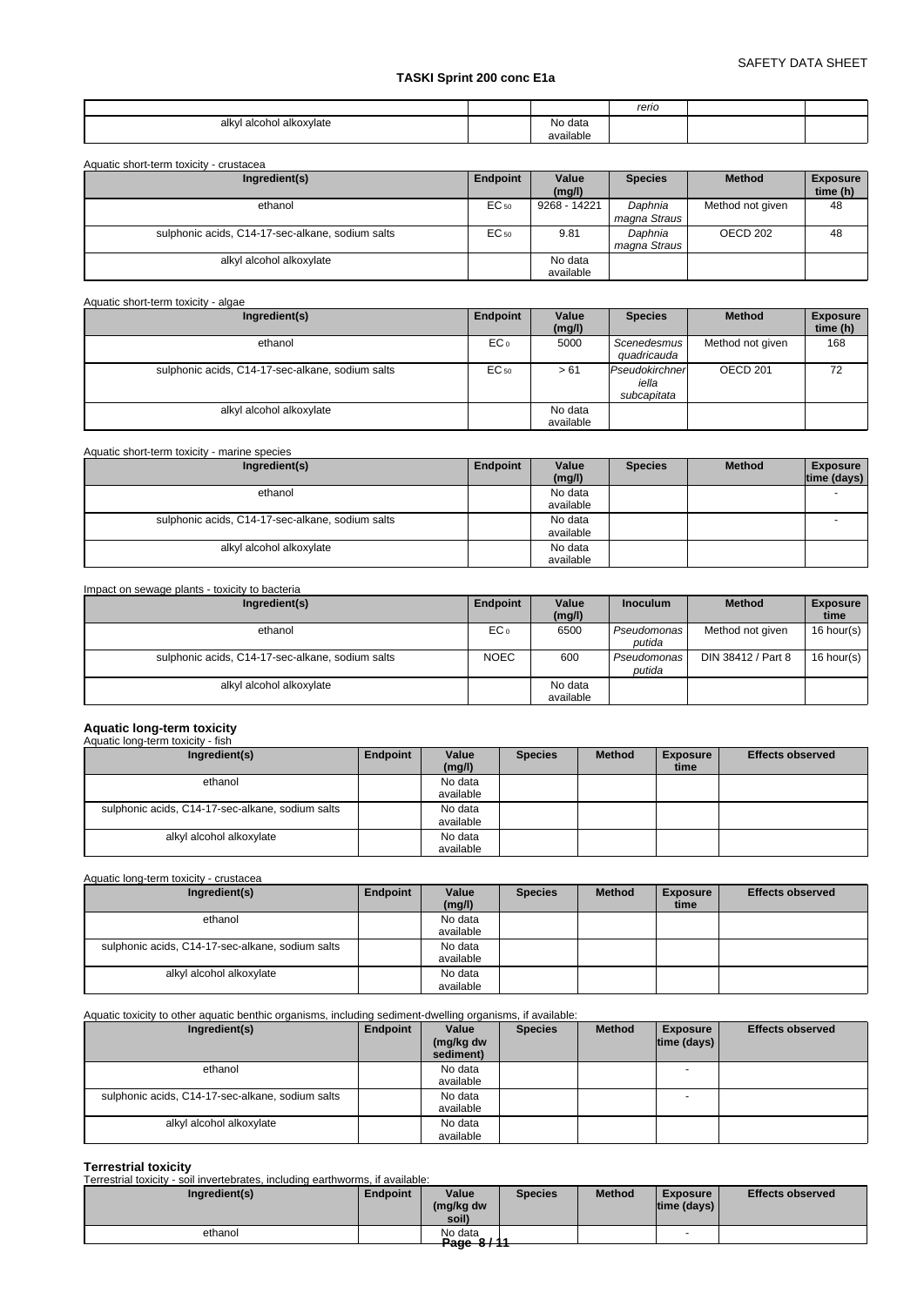| | | | rerio | | |
|---|---|---|---|---|---|
| alkyl alcohol alkoxylate | | No data available | | | |

Aquatic short-term toxicity - crustacea

| Ingredient(s) | Endpoint | Value (mg/l) | Species | Method | Exposure time (h) |
|---|---|---|---|---|---|
| ethanol | $EC_{50}$ | 9268 - 14221 | *Daphnia magna Straus* | Method not given | 48 |
| sulphonic acids, C14-17-sec-alkane, sodium salts | $EC_{50}$ | 9.81 | *Daphnia magna Straus* | OECD 202 | 48 |
| alkyl alcohol alkoxylate | | No data available | | | |

Aquatic short-term toxicity - algae

| Ingredient(s) | Endpoint | Value (mg/l) | Species | Method | Exposure time (h) |
|---|---|---|---|---|---|
| ethanol | $EC_0$ | 5000 | *Scenedesmus quadricauda* | Method not given | 168 |
| sulphonic acids, C14-17-sec-alkane, sodium salts | $EC_{50}$ | > 61 | *Pseudokirchneriella subcapitata* | OECD 201 | 72 |
| alkyl alcohol alkoxylate | | No data available | | | |

Aquatic short-term toxicity - marine species

| Ingredient(s) | Endpoint | Value (mg/l) | Species | Method | Exposure time (days) |
|---|---|---|---|---|---|
| ethanol | | No data available | | | - |
| sulphonic acids, C14-17-sec-alkane, sodium salts | | No data available | | | - |
| alkyl alcohol alkoxylate | | No data available | | | |

Impact on sewage plants - toxicity to bacteria

| Ingredient(s) | Endpoint | Value (mg/l) | Inoculum | Method | Exposure time |
|---|---|---|---|---|---|
| ethanol | $EC_0$ | 6500 | *Pseudomonas putida* | Method not given | 16 hour(s) |
| sulphonic acids, C14-17-sec-alkane, sodium salts | NOEC | 600 | *Pseudomonas putida* | DIN 38412 / Part 8 | 16 hour(s) |
| alkyl alcohol alkoxylate | | No data available | | | |

**Aquatic long-term toxicity**

Aquatic long-term toxicity - fish

| Ingredient(s) | Endpoint | Value (mg/l) | Species | Method | Exposure time | Effects observed |
|---|---|---|---|---|---|---|
| ethanol | | No data available | | | | |
| sulphonic acids, C14-17-sec-alkane, sodium salts | | No data available | | | | |
| alkyl alcohol alkoxylate | | No data available | | | | |

Aquatic long-term toxicity - crustacea

| Ingredient(s) | Endpoint | Value (mg/l) | Species | Method | Exposure time | Effects observed |
|---|---|---|---|---|---|---|
| ethanol | | No data available | | | | |
| sulphonic acids, C14-17-sec-alkane, sodium salts | | No data available | | | | |
| alkyl alcohol alkoxylate | | No data available | | | | |

Aquatic toxicity to other aquatic benthic organisms, including sediment-dwelling organisms, if available:

| Ingredient(s) | Endpoint | Value (mg/kg dw sediment) | Species | Method | Exposure time (days) | Effects observed |
|---|---|---|---|---|---|---|
| ethanol | | No data available | | | - | |
| sulphonic acids, C14-17-sec-alkane, sodium salts | | No data available | | | - | |
| alkyl alcohol alkoxylate | | No data available | | | | |

**Terrestrial toxicity**

Terrestrial toxicity - soil invertebrates, including earthworms, if available:

| Ingredient(s) | Endpoint | Value (mg/kg dw soil) | Species | Method | Exposure time (days) | Effects observed |
|---|---|---|---|---|---|---|
| ethanol | | No data | | | - | |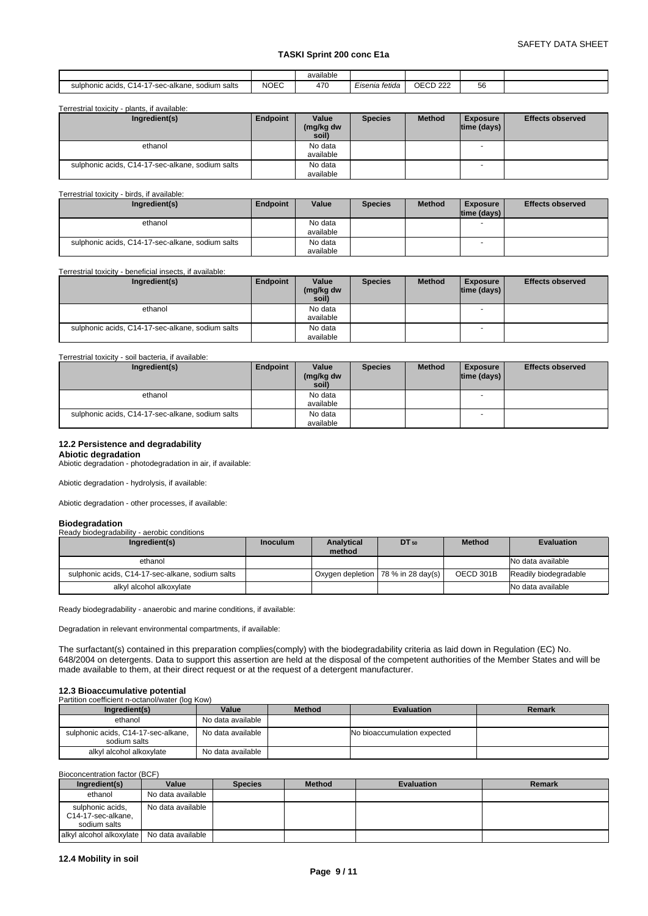| | | available | | | | |
|---|---|---|---|---|---|---|
| sulphonic acids, C14-17-sec-alkane, sodium salts | NOEC | 470 | *Eisenia fetida* | OECD 222 | 56 | |

Terrestrial toxicity - plants, if available:

| Ingredient(s) | Endpoint | Value (mg/kg dw soil) | Species | Method | Exposure time (days) | Effects observed |
|---|---|---|---|---|---|---|
| ethanol | | No data available | | | - | |
| sulphonic acids, C14-17-sec-alkane, sodium salts | | No data available | | | - | |

Terrestrial toxicity - birds, if available:

| Ingredient(s) | Endpoint | Value | Species | Method | Exposure time (days) | Effects observed |
|---|---|---|---|---|---|---|
| ethanol | | No data available | | | - | |
| sulphonic acids, C14-17-sec-alkane, sodium salts | | No data available | | | - | |

Terrestrial toxicity - beneficial insects, if available:

| Ingredient(s) | Endpoint | Value (mg/kg dw soil) | Species | Method | Exposure time (days) | Effects observed |
|---|---|---|---|---|---|---|
| ethanol | | No data available | | | - | |
| sulphonic acids, C14-17-sec-alkane, sodium salts | | No data available | | | - | |

Terrestrial toxicity - soil bacteria, if available:

| Ingredient(s) | Endpoint | Value (mg/kg dw soil) | Species | Method | Exposure time (days) | Effects observed |
|---|---|---|---|---|---|---|
| ethanol | | No data available | | | - | |
| sulphonic acids, C14-17-sec-alkane, sodium salts | | No data available | | | - | |

### 12.2 Persistence and degradability

**Abiotic degradation**

Abiotic degradation - photodegradation in air, if available:

Abiotic degradation - hydrolysis, if available:

Abiotic degradation - other processes, if available:

**Biodegradation**

Ready biodegradability - aerobic conditions

| Ingredient(s) | Inoculum | Analytical method | $DT_{50}$ | Method | Evaluation |
|---|---|---|---|---|---|
| ethanol | | | | | No data available |
| sulphonic acids, C14-17-sec-alkane, sodium salts | | Oxygen depletion | 78 % in 28 day(s) | OECD 301B | Readily biodegradable |
| alkyl alcohol alkoxylate | | | | | No data available |

Ready biodegradability - anaerobic and marine conditions, if available:

Degradation in relevant environmental compartments, if available:

The surfactant(s) contained in this preparation complies(comply) with the biodegradability criteria as laid down in Regulation (EC) No. 648/2004 on detergents. Data to support this assertion are held at the disposal of the competent authorities of the Member States and will be made available to them, at their direct request or at the request of a detergent manufacturer.

### 12.3 Bioaccumulative potential

Partition coefficient n-octanol/water (log Kow)

| Ingredient(s) | Value | Method | Evaluation | Remark |
|---|---|---|---|---|
| ethanol | No data available | | | |
| sulphonic acids, C14-17-sec-alkane, sodium salts | No data available | | No bioaccumulation expected | |
| alkyl alcohol alkoxylate | No data available | | | |

Bioconcentration factor (BCF)

| Ingredient(s) | Value | Species | Method | Evaluation | Remark |
|---|---|---|---|---|---|
| ethanol | No data available | | | | |
| sulphonic acids, C14-17-sec-alkane, sodium salts | No data available | | | | |
| alkyl alcohol alkoxylate | No data available | | | | |

### 12.4 Mobility in soil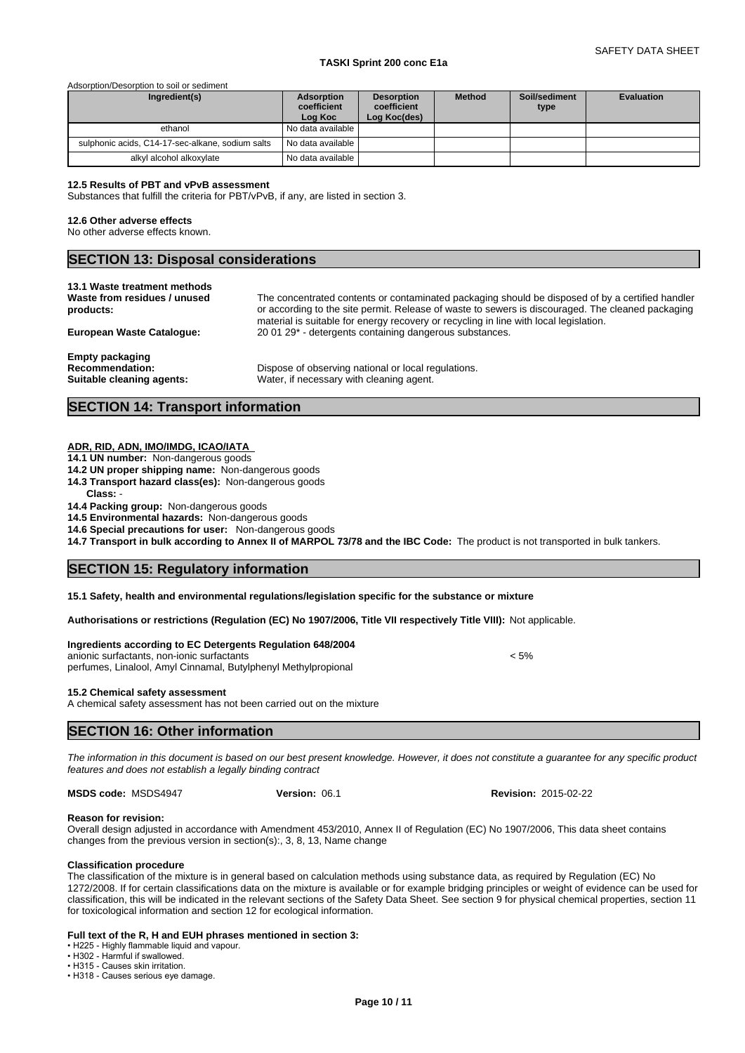Adsorption/Desorption to soil or sediment

| Ingredient(s) | Adsorption coefficient Log Koc | Desorption coefficient Log Koc(des) | Method | Soil/sediment type | Evaluation |
|---|---|---|---|---|---|
| ethanol | No data available | | | | |
| sulphonic acids, C14-17-sec-alkane, sodium salts | No data available | | | | |
| alkyl alcohol alkoxylate | No data available | | | | |

**12.5 Results of PBT and vPvB assessment**
Substances that fulfill the criteria for PBT/vPvB, if any, are listed in section 3.

**12.6 Other adverse effects**
No other adverse effects known.

## SECTION 13: Disposal considerations

**13.1 Waste treatment methods**

**Waste from residues / unused products:** The concentrated contents or contaminated packaging should be disposed of by a certified handler or according to the site permit. Release of waste to sewers is discouraged. The cleaned packaging material is suitable for energy recovery or recycling in line with local legislation.

**European Waste Catalogue:** 20 01 29* - detergents containing dangerous substances.

**Empty packaging**
**Recommendation:** Dispose of observing national or local regulations.
**Suitable cleaning agents:** Water, if necessary with cleaning agent.

## SECTION 14: Transport information

**ADR, RID, ADN, IMO/IMDG, ICAO/IATA**

**14.1 UN number:** Non-dangerous goods
**14.2 UN proper shipping name:** Non-dangerous goods
**14.3 Transport hazard class(es):** Non-dangerous goods
**Class:** -
**14.4 Packing group:** Non-dangerous goods
**14.5 Environmental hazards:** Non-dangerous goods
**14.6 Special precautions for user:** Non-dangerous goods
**14.7 Transport in bulk according to Annex II of MARPOL 73/78 and the IBC Code:** The product is not transported in bulk tankers.

## SECTION 15: Regulatory information

**15.1 Safety, health and environmental regulations/legislation specific for the substance or mixture**

**Authorisations or restrictions (Regulation (EC) No 1907/2006, Title VII respectively Title VIII):** Not applicable.

**Ingredients according to EC Detergents Regulation 648/2004**
anionic surfactants, non-ionic surfactants < 5%
perfumes, Linalool, Amyl Cinnamal, Butylphenyl Methylpropional

**15.2 Chemical safety assessment**
A chemical safety assessment has not been carried out on the mixture

## SECTION 16: Other information

*The information in this document is based on our best present knowledge. However, it does not constitute a guarantee for any specific product features and does not establish a legally binding contract*

**MSDS code:** MSDS4947 **Version:** 06.1 **Revision:** 2015-02-22

**Reason for revision:**
Overall design adjusted in accordance with Amendment 453/2010, Annex II of Regulation (EC) No 1907/2006, This data sheet contains changes from the previous version in section(s):, 3, 8, 13, Name change

**Classification procedure**
The classification of the mixture is in general based on calculation methods using substance data, as required by Regulation (EC) No 1272/2008. If for certain classifications data on the mixture is available or for example bridging principles or weight of evidence can be used for classification, this will be indicated in the relevant sections of the Safety Data Sheet. See section 9 for physical chemical properties, section 11 for toxicological information and section 12 for ecological information.

**Full text of the R, H and EUH phrases mentioned in section 3:**

- H225 - Highly flammable liquid and vapour.
- H302 - Harmful if swallowed.
- H315 - Causes skin irritation.
- H318 - Causes serious eye damage.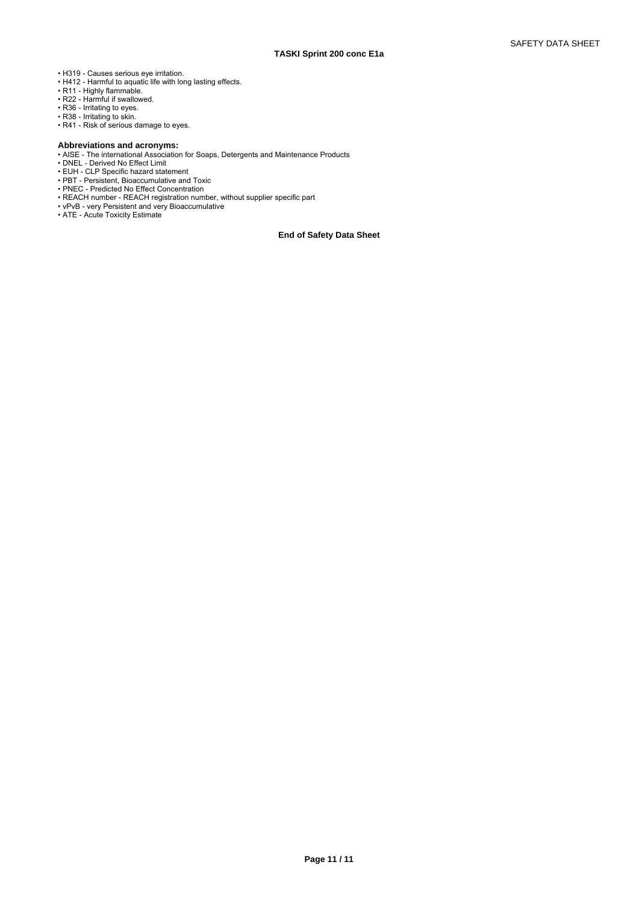- H319 - Causes serious eye irritation.
- H412 - Harmful to aquatic life with long lasting effects.
- R11 - Highly flammable.
- R22 - Harmful if swallowed.
- R36 - Irritating to eyes.
- R38 - Irritating to skin.
- R41 - Risk of serious damage to eyes.

**Abbreviations and acronyms:**

- AISE - The international Association for Soaps, Detergents and Maintenance Products
- DNEL - Derived No Effect Limit
- EUH - CLP Specific hazard statement
- PBT - Persistent, Bioaccumulative and Toxic
- PNEC - Predicted No Effect Concentration
- REACH number - REACH registration number, without supplier specific part
- vPvB - very Persistent and very Bioaccumulative
- ATE - Acute Toxicity Estimate

**End of Safety Data Sheet**